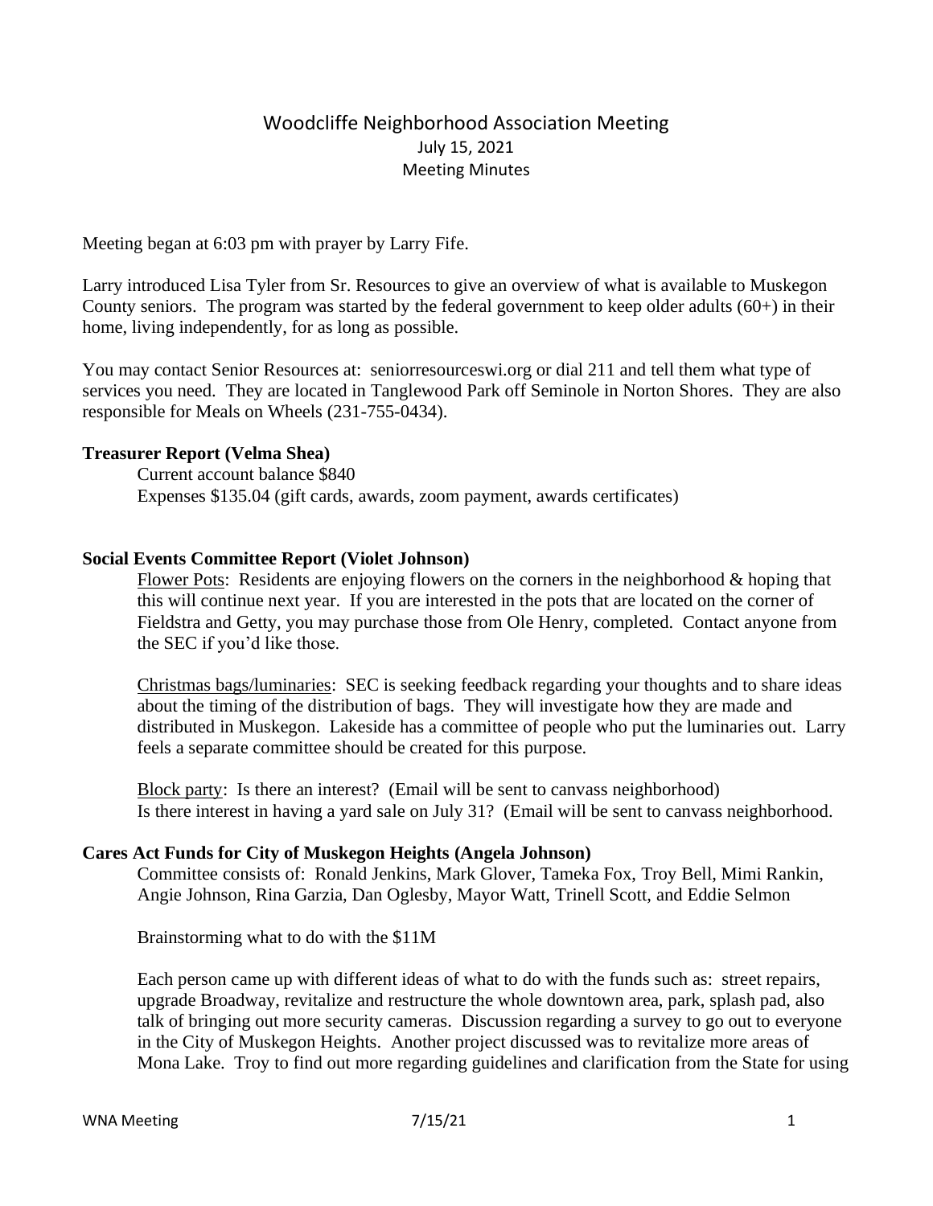# Woodcliffe Neighborhood Association Meeting

July 15, 2021

Meeting Minutes

Meeting began at 6:03 pm with prayer by Larry Fife.

Larry introduced Lisa Tyler from Sr. Resources to give an overview of what is available to Muskegon County seniors. The program was started by the federal government to keep older adults (60+) in their home, living independently, for as long as possible.

You may contact Senior Resources at: seniorresourceswi.org or dial 211 and tell them what type of services you need. They are located in Tanglewood Park off Seminole in Norton Shores. They are also responsible for Meals on Wheels (231-755-0434).

**Treasurer Report (Velma Shea)**

Current account balance $840
Expenses $135.04 (gift cards, awards, zoom payment, awards certificates)

**Social Events Committee Report (Violet Johnson)**

Flower Pots: Residents are enjoying flowers on the corners in the neighborhood & hoping that this will continue next year. If you are interested in the pots that are located on the corner of Fieldstra and Getty, you may purchase those from Ole Henry, completed. Contact anyone from the SEC if you'd like those.

Christmas bags/luminaries: SEC is seeking feedback regarding your thoughts and to share ideas about the timing of the distribution of bags. They will investigate how they are made and distributed in Muskegon. Lakeside has a committee of people who put the luminaries out. Larry feels a separate committee should be created for this purpose.

Block party: Is there an interest? (Email will be sent to canvass neighborhood)
Is there interest in having a yard sale on July 31? (Email will be sent to canvass neighborhood.

**Cares Act Funds for City of Muskegon Heights (Angela Johnson)**

Committee consists of: Ronald Jenkins, Mark Glover, Tameka Fox, Troy Bell, Mimi Rankin, Angie Johnson, Rina Garzia, Dan Oglesby, Mayor Watt, Trinell Scott, and Eddie Selmon

Brainstorming what to do with the $11M

Each person came up with different ideas of what to do with the funds such as: street repairs, upgrade Broadway, revitalize and restructure the whole downtown area, park, splash pad, also talk of bringing out more security cameras. Discussion regarding a survey to go out to everyone in the City of Muskegon Heights. Another project discussed was to revitalize more areas of Mona Lake. Troy to find out more regarding guidelines and clarification from the State for using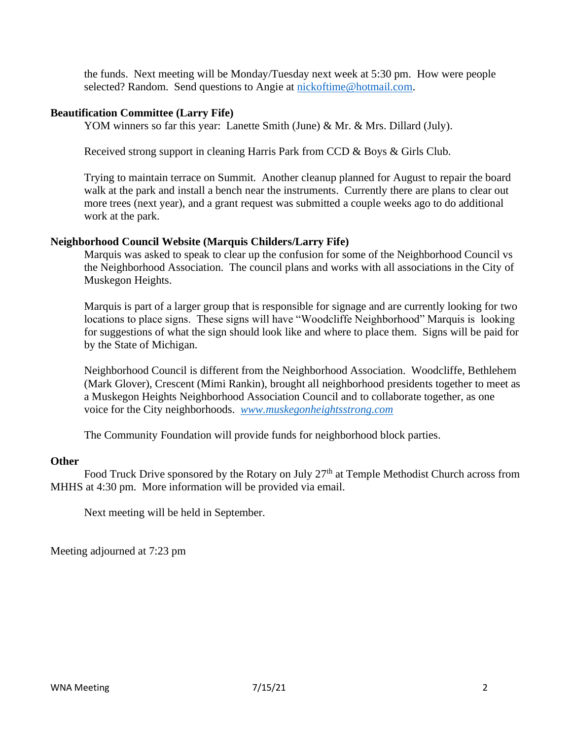the funds. Next meeting will be Monday/Tuesday next week at 5:30 pm. How were people selected? Random. Send questions to Angie at nickoftime@hotmail.com.

**Beautification Committee (Larry Fife)**

YOM winners so far this year: Lanette Smith (June) & Mr. & Mrs. Dillard (July).

Received strong support in cleaning Harris Park from CCD & Boys & Girls Club.

Trying to maintain terrace on Summit. Another cleanup planned for August to repair the board walk at the park and install a bench near the instruments. Currently there are plans to clear out more trees (next year), and a grant request was submitted a couple weeks ago to do additional work at the park.

**Neighborhood Council Website (Marquis Childers/Larry Fife)**

Marquis was asked to speak to clear up the confusion for some of the Neighborhood Council vs the Neighborhood Association. The council plans and works with all associations in the City of Muskegon Heights.

Marquis is part of a larger group that is responsible for signage and are currently looking for two locations to place signs. These signs will have "Woodcliffe Neighborhood" Marquis is looking for suggestions of what the sign should look like and where to place them. Signs will be paid for by the State of Michigan.

Neighborhood Council is different from the Neighborhood Association. Woodcliffe, Bethlehem (Mark Glover), Crescent (Mimi Rankin), brought all neighborhood presidents together to meet as a Muskegon Heights Neighborhood Association Council and to collaborate together, as one voice for the City neighborhoods. *www.muskegonheightsstrong.com*

The Community Foundation will provide funds for neighborhood block parties.

**Other**

Food Truck Drive sponsored by the Rotary on July 27th at Temple Methodist Church across from MHHS at 4:30 pm. More information will be provided via email.

Next meeting will be held in September.

Meeting adjourned at 7:23 pm